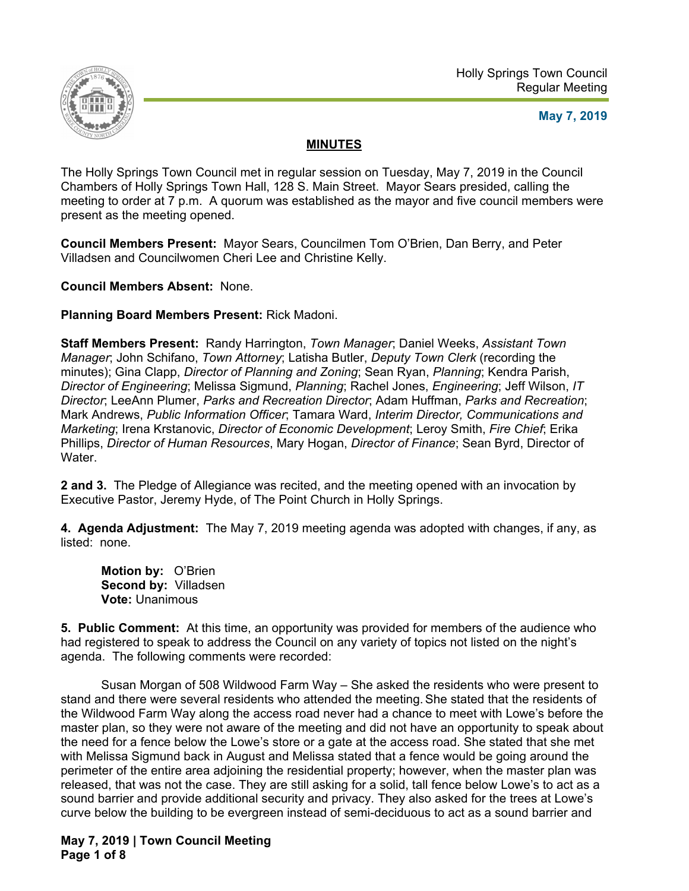Holly Springs Town Council
Regular Meeting

**May 7, 2019**

## MINUTES

The Holly Springs Town Council met in regular session on Tuesday, May 7, 2019 in the Council Chambers of Holly Springs Town Hall, 128 S. Main Street. Mayor Sears presided, calling the meeting to order at 7 p.m. A quorum was established as the mayor and five council members were present as the meeting opened.

**Council Members Present:** Mayor Sears, Councilmen Tom O'Brien, Dan Berry, and Peter Villadsen and Councilwomen Cheri Lee and Christine Kelly.

**Council Members Absent:** None.

**Planning Board Members Present:** Rick Madoni.

**Staff Members Present:** Randy Harrington, *Town Manager*; Daniel Weeks, *Assistant Town Manager*; John Schifano, *Town Attorney*; Latisha Butler, *Deputy Town Clerk* (recording the minutes); Gina Clapp, *Director of Planning and Zoning*; Sean Ryan, *Planning*; Kendra Parish, *Director of Engineering*; Melissa Sigmund, *Planning*; Rachel Jones, *Engineering*; Jeff Wilson, *IT Director*; LeeAnn Plumer, *Parks and Recreation Director*; Adam Huffman, *Parks and Recreation*; Mark Andrews, *Public Information Officer*; Tamara Ward, *Interim Director, Communications and Marketing*; Irena Krstanovic, *Director of Economic Development*; Leroy Smith, *Fire Chief*; Erika Phillips, *Director of Human Resources*, Mary Hogan, *Director of Finance*; Sean Byrd, Director of Water.

**2 and 3.** The Pledge of Allegiance was recited, and the meeting opened with an invocation by Executive Pastor, Jeremy Hyde, of The Point Church in Holly Springs.

**4. Agenda Adjustment:** The May 7, 2019 meeting agenda was adopted with changes, if any, as listed: none.

> **Motion by:** O'Brien
> **Second by:** Villadsen
> **Vote:** Unanimous

**5. Public Comment:** At this time, an opportunity was provided for members of the audience who had registered to speak to address the Council on any variety of topics not listed on the night's agenda. The following comments were recorded:

Susan Morgan of 508 Wildwood Farm Way – She asked the residents who were present to stand and there were several residents who attended the meeting. She stated that the residents of the Wildwood Farm Way along the access road never had a chance to meet with Lowe's before the master plan, so they were not aware of the meeting and did not have an opportunity to speak about the need for a fence below the Lowe's store or a gate at the access road. She stated that she met with Melissa Sigmund back in August and Melissa stated that a fence would be going around the perimeter of the entire area adjoining the residential property; however, when the master plan was released, that was not the case. They are still asking for a solid, tall fence below Lowe's to act as a sound barrier and provide additional security and privacy. They also asked for the trees at Lowe's curve below the building to be evergreen instead of semi-deciduous to act as a sound barrier and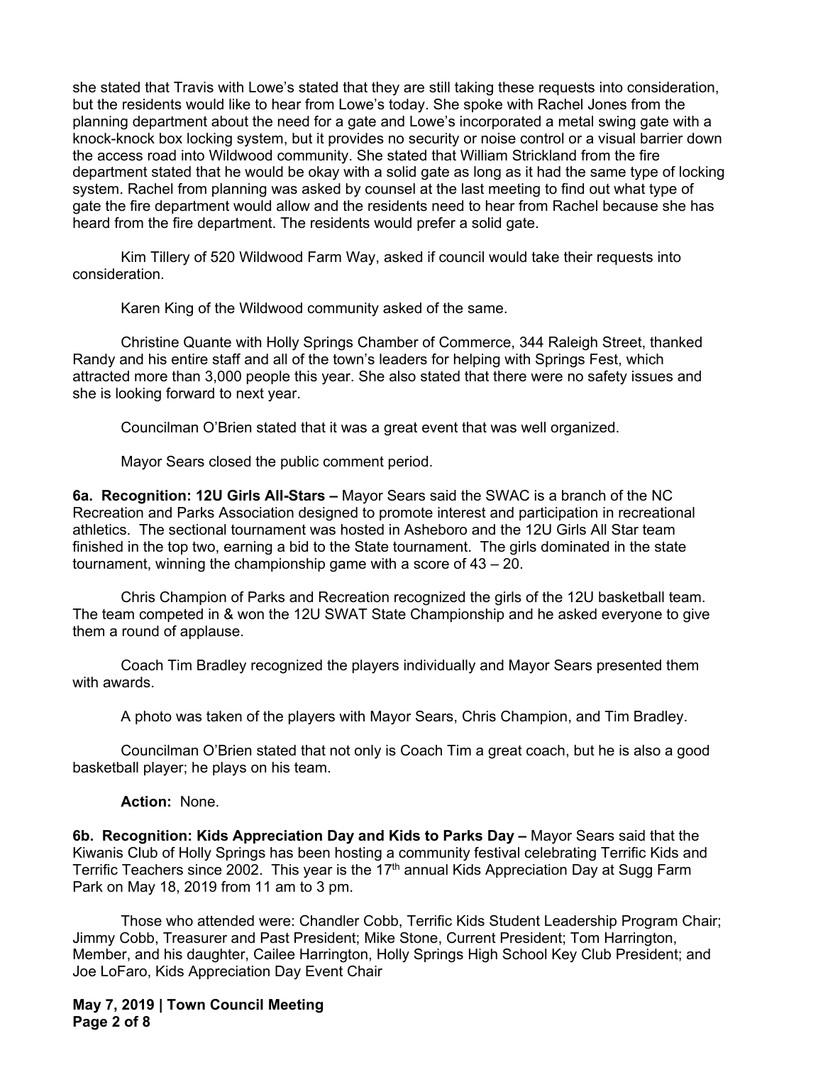she stated that Travis with Lowe's stated that they are still taking these requests into consideration, but the residents would like to hear from Lowe's today. She spoke with Rachel Jones from the planning department about the need for a gate and Lowe's incorporated a metal swing gate with a knock-knock box locking system, but it provides no security or noise control or a visual barrier down the access road into Wildwood community. She stated that William Strickland from the fire department stated that he would be okay with a solid gate as long as it had the same type of locking system. Rachel from planning was asked by counsel at the last meeting to find out what type of gate the fire department would allow and the residents need to hear from Rachel because she has heard from the fire department. The residents would prefer a solid gate.

Kim Tillery of 520 Wildwood Farm Way, asked if council would take their requests into consideration.

Karen King of the Wildwood community asked of the same.

Christine Quante with Holly Springs Chamber of Commerce, 344 Raleigh Street, thanked Randy and his entire staff and all of the town's leaders for helping with Springs Fest, which attracted more than 3,000 people this year. She also stated that there were no safety issues and she is looking forward to next year.

Councilman O'Brien stated that it was a great event that was well organized.

Mayor Sears closed the public comment period.

**6a. Recognition: 12U Girls All-Stars –** Mayor Sears said the SWAC is a branch of the NC Recreation and Parks Association designed to promote interest and participation in recreational athletics. The sectional tournament was hosted in Asheboro and the 12U Girls All Star team finished in the top two, earning a bid to the State tournament. The girls dominated in the state tournament, winning the championship game with a score of 43 – 20.

Chris Champion of Parks and Recreation recognized the girls of the 12U basketball team. The team competed in & won the 12U SWAT State Championship and he asked everyone to give them a round of applause.

Coach Tim Bradley recognized the players individually and Mayor Sears presented them with awards.

A photo was taken of the players with Mayor Sears, Chris Champion, and Tim Bradley.

Councilman O'Brien stated that not only is Coach Tim a great coach, but he is also a good basketball player; he plays on his team.

**Action:** None.

**6b. Recognition: Kids Appreciation Day and Kids to Parks Day –** Mayor Sears said that the Kiwanis Club of Holly Springs has been hosting a community festival celebrating Terrific Kids and Terrific Teachers since 2002. This year is the 17th annual Kids Appreciation Day at Sugg Farm Park on May 18, 2019 from 11 am to 3 pm.

Those who attended were: Chandler Cobb, Terrific Kids Student Leadership Program Chair; Jimmy Cobb, Treasurer and Past President; Mike Stone, Current President; Tom Harrington, Member, and his daughter, Cailee Harrington, Holly Springs High School Key Club President; and Joe LoFaro, Kids Appreciation Day Event Chair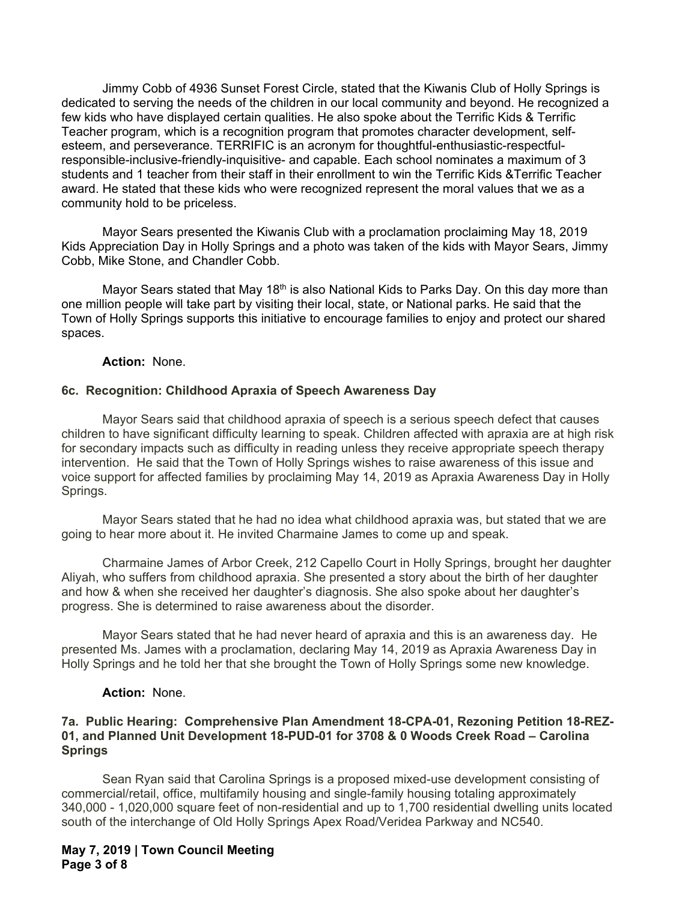Jimmy Cobb of 4936 Sunset Forest Circle, stated that the Kiwanis Club of Holly Springs is dedicated to serving the needs of the children in our local community and beyond. He recognized a few kids who have displayed certain qualities. He also spoke about the Terrific Kids & Terrific Teacher program, which is a recognition program that promotes character development, self-esteem, and perseverance. TERRIFIC is an acronym for thoughtful-enthusiastic-respectful-responsible-inclusive-friendly-inquisitive- and capable. Each school nominates a maximum of 3 students and 1 teacher from their staff in their enrollment to win the Terrific Kids &Terrific Teacher award. He stated that these kids who were recognized represent the moral values that we as a community hold to be priceless.

Mayor Sears presented the Kiwanis Club with a proclamation proclaiming May 18, 2019 Kids Appreciation Day in Holly Springs and a photo was taken of the kids with Mayor Sears, Jimmy Cobb, Mike Stone, and Chandler Cobb.

Mayor Sears stated that May 18th is also National Kids to Parks Day. On this day more than one million people will take part by visiting their local, state, or National parks. He said that the Town of Holly Springs supports this initiative to encourage families to enjoy and protect our shared spaces.

**Action:** None.

**6c. Recognition: Childhood Apraxia of Speech Awareness Day**

Mayor Sears said that childhood apraxia of speech is a serious speech defect that causes children to have significant difficulty learning to speak. Children affected with apraxia are at high risk for secondary impacts such as difficulty in reading unless they receive appropriate speech therapy intervention. He said that the Town of Holly Springs wishes to raise awareness of this issue and voice support for affected families by proclaiming May 14, 2019 as Apraxia Awareness Day in Holly Springs.

Mayor Sears stated that he had no idea what childhood apraxia was, but stated that we are going to hear more about it. He invited Charmaine James to come up and speak.

Charmaine James of Arbor Creek, 212 Capello Court in Holly Springs, brought her daughter Aliyah, who suffers from childhood apraxia. She presented a story about the birth of her daughter and how & when she received her daughter's diagnosis. She also spoke about her daughter's progress. She is determined to raise awareness about the disorder.

Mayor Sears stated that he had never heard of apraxia and this is an awareness day. He presented Ms. James with a proclamation, declaring May 14, 2019 as Apraxia Awareness Day in Holly Springs and he told her that she brought the Town of Holly Springs some new knowledge.

**Action:** None.

**7a. Public Hearing: Comprehensive Plan Amendment 18-CPA-01, Rezoning Petition 18-REZ-01, and Planned Unit Development 18-PUD-01 for 3708 & 0 Woods Creek Road – Carolina Springs**

Sean Ryan said that Carolina Springs is a proposed mixed-use development consisting of commercial/retail, office, multifamily housing and single-family housing totaling approximately 340,000 - 1,020,000 square feet of non-residential and up to 1,700 residential dwelling units located south of the interchange of Old Holly Springs Apex Road/Veridea Parkway and NC540.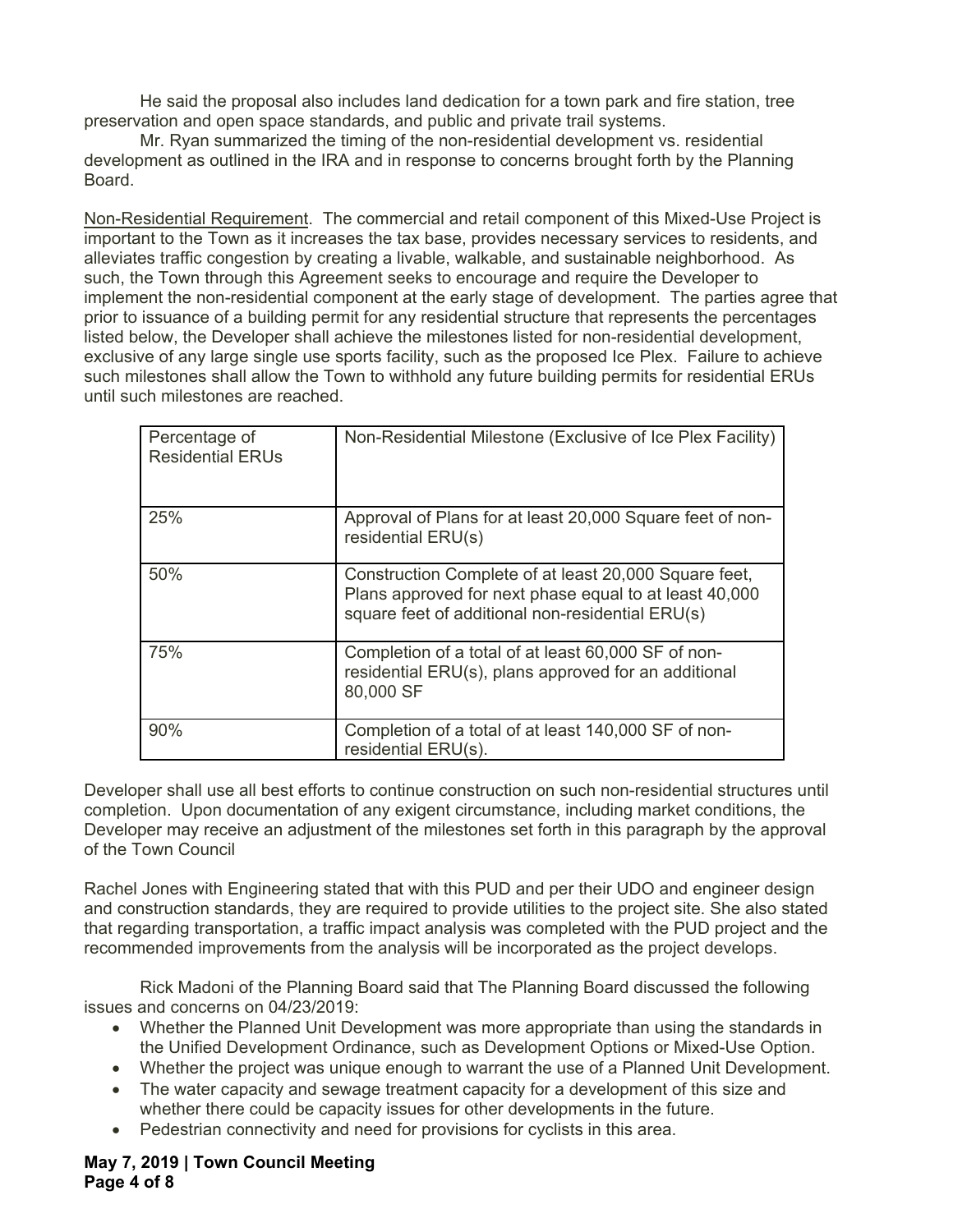He said the proposal also includes land dedication for a town park and fire station, tree preservation and open space standards, and public and private trail systems.

Mr. Ryan summarized the timing of the non-residential development vs. residential development as outlined in the IRA and in response to concerns brought forth by the Planning Board.

Non-Residential Requirement. The commercial and retail component of this Mixed-Use Project is important to the Town as it increases the tax base, provides necessary services to residents, and alleviates traffic congestion by creating a livable, walkable, and sustainable neighborhood. As such, the Town through this Agreement seeks to encourage and require the Developer to implement the non-residential component at the early stage of development. The parties agree that prior to issuance of a building permit for any residential structure that represents the percentages listed below, the Developer shall achieve the milestones listed for non-residential development, exclusive of any large single use sports facility, such as the proposed Ice Plex. Failure to achieve such milestones shall allow the Town to withhold any future building permits for residential ERUs until such milestones are reached.

| Percentage of Residential ERUs | Non-Residential Milestone (Exclusive of Ice Plex Facility) |
|---|---|
| 25% | Approval of Plans for at least 20,000 Square feet of non-residential ERU(s) |
| 50% | Construction Complete of at least 20,000 Square feet, Plans approved for next phase equal to at least 40,000 square feet of additional non-residential ERU(s) |
| 75% | Completion of a total of at least 60,000 SF of non-residential ERU(s), plans approved for an additional 80,000 SF |
| 90% | Completion of a total of at least 140,000 SF of non-residential ERU(s). |

Developer shall use all best efforts to continue construction on such non-residential structures until completion. Upon documentation of any exigent circumstance, including market conditions, the Developer may receive an adjustment of the milestones set forth in this paragraph by the approval of the Town Council

Rachel Jones with Engineering stated that with this PUD and per their UDO and engineer design and construction standards, they are required to provide utilities to the project site. She also stated that regarding transportation, a traffic impact analysis was completed with the PUD project and the recommended improvements from the analysis will be incorporated as the project develops.

Rick Madoni of the Planning Board said that The Planning Board discussed the following issues and concerns on 04/23/2019:

- Whether the Planned Unit Development was more appropriate than using the standards in the Unified Development Ordinance, such as Development Options or Mixed-Use Option.
- Whether the project was unique enough to warrant the use of a Planned Unit Development.
- The water capacity and sewage treatment capacity for a development of this size and whether there could be capacity issues for other developments in the future.
- Pedestrian connectivity and need for provisions for cyclists in this area.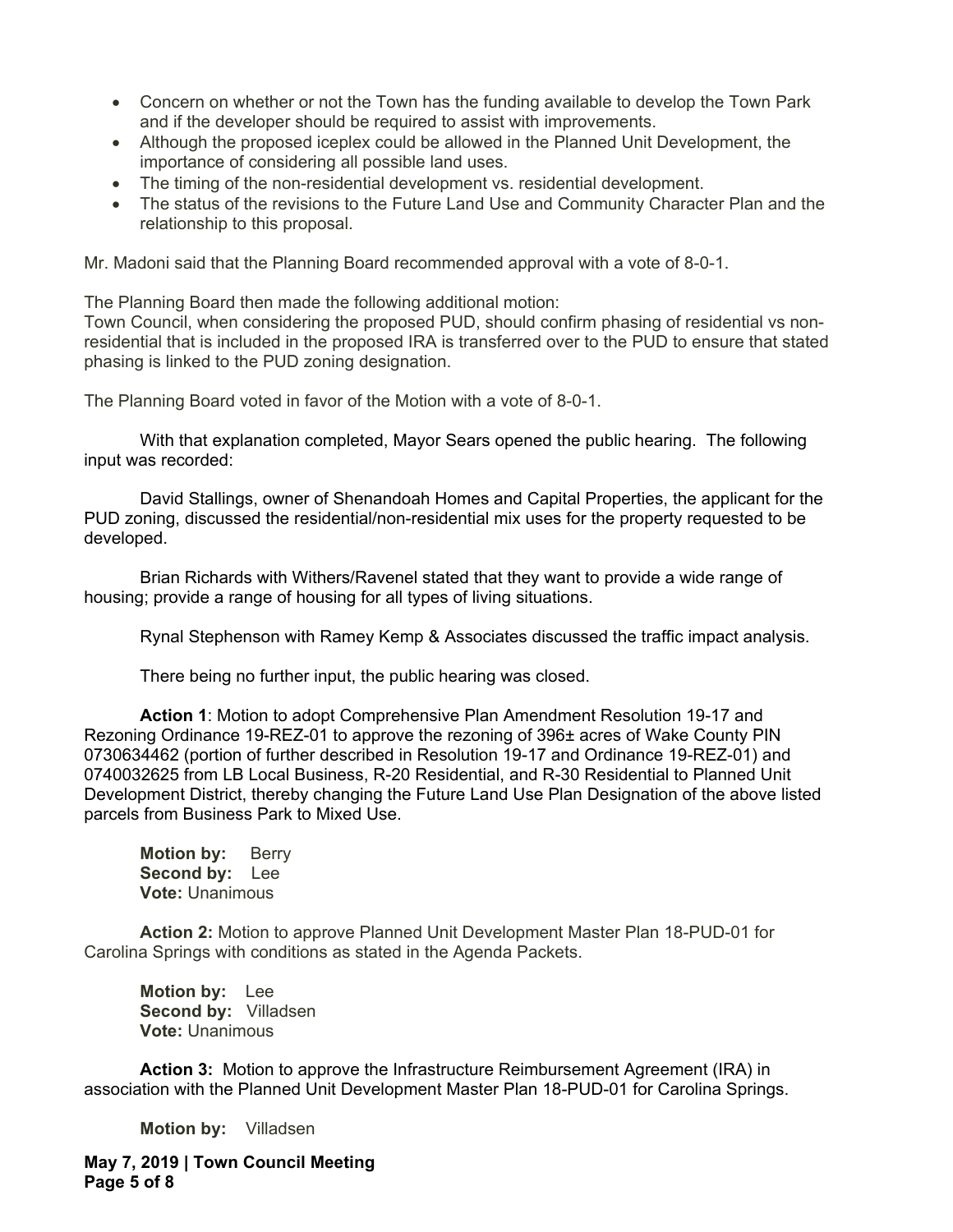- Concern on whether or not the Town has the funding available to develop the Town Park and if the developer should be required to assist with improvements.
- Although the proposed iceplex could be allowed in the Planned Unit Development, the importance of considering all possible land uses.
- The timing of the non-residential development vs. residential development.
- The status of the revisions to the Future Land Use and Community Character Plan and the relationship to this proposal.

Mr. Madoni said that the Planning Board recommended approval with a vote of 8-0-1.

The Planning Board then made the following additional motion:
Town Council, when considering the proposed PUD, should confirm phasing of residential vs non-residential that is included in the proposed IRA is transferred over to the PUD to ensure that stated phasing is linked to the PUD zoning designation.

The Planning Board voted in favor of the Motion with a vote of 8-0-1.

With that explanation completed, Mayor Sears opened the public hearing. The following input was recorded:

David Stallings, owner of Shenandoah Homes and Capital Properties, the applicant for the PUD zoning, discussed the residential/non-residential mix uses for the property requested to be developed.

Brian Richards with Withers/Ravenel stated that they want to provide a wide range of housing; provide a range of housing for all types of living situations.

Rynal Stephenson with Ramey Kemp & Associates discussed the traffic impact analysis.

There being no further input, the public hearing was closed.

**Action 1**: Motion to adopt Comprehensive Plan Amendment Resolution 19-17 and Rezoning Ordinance 19-REZ-01 to approve the rezoning of 396± acres of Wake County PIN 0730634462 (portion of further described in Resolution 19-17 and Ordinance 19-REZ-01) and 0740032625 from LB Local Business, R-20 Residential, and R-30 Residential to Planned Unit Development District, thereby changing the Future Land Use Plan Designation of the above listed parcels from Business Park to Mixed Use.

**Motion by:** Berry
**Second by:** Lee
**Vote:** Unanimous

**Action 2:** Motion to approve Planned Unit Development Master Plan 18-PUD-01 for Carolina Springs with conditions as stated in the Agenda Packets.

**Motion by:** Lee
**Second by:** Villadsen
**Vote:** Unanimous

**Action 3:** Motion to approve the Infrastructure Reimbursement Agreement (IRA) in association with the Planned Unit Development Master Plan 18-PUD-01 for Carolina Springs.

**Motion by:** Villadsen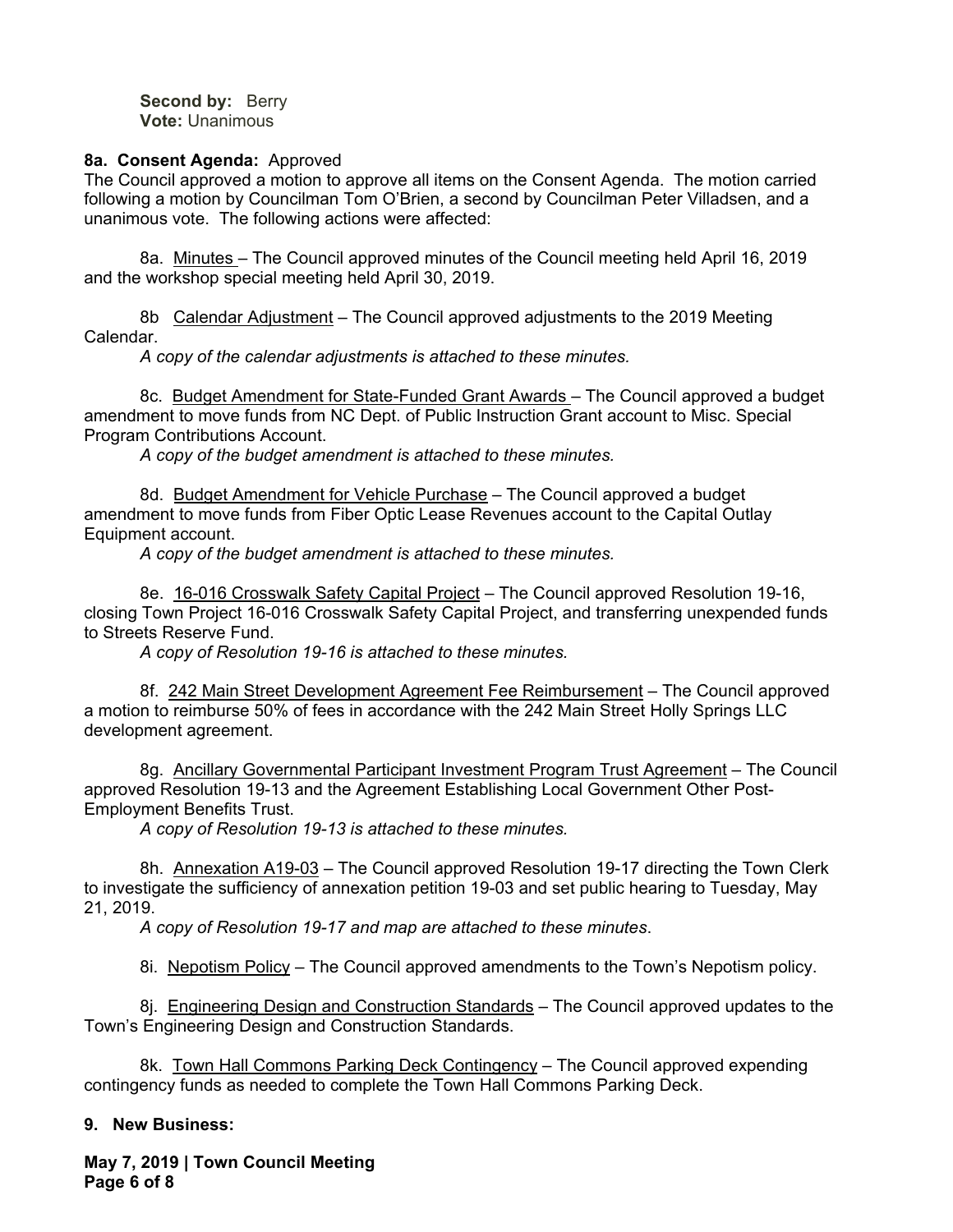**Second by:** Berry
**Vote:** Unanimous

**8a. Consent Agenda:** Approved
The Council approved a motion to approve all items on the Consent Agenda. The motion carried following a motion by Councilman Tom O'Brien, a second by Councilman Peter Villadsen, and a unanimous vote. The following actions were affected:

8a. Minutes – The Council approved minutes of the Council meeting held April 16, 2019 and the workshop special meeting held April 30, 2019.

8b Calendar Adjustment – The Council approved adjustments to the 2019 Meeting Calendar.

*A copy of the calendar adjustments is attached to these minutes.*

8c. Budget Amendment for State-Funded Grant Awards – The Council approved a budget amendment to move funds from NC Dept. of Public Instruction Grant account to Misc. Special Program Contributions Account.

*A copy of the budget amendment is attached to these minutes.*

8d. Budget Amendment for Vehicle Purchase – The Council approved a budget amendment to move funds from Fiber Optic Lease Revenues account to the Capital Outlay Equipment account.

*A copy of the budget amendment is attached to these minutes.*

8e. 16-016 Crosswalk Safety Capital Project – The Council approved Resolution 19-16, closing Town Project 16-016 Crosswalk Safety Capital Project, and transferring unexpended funds to Streets Reserve Fund.

*A copy of Resolution 19-16 is attached to these minutes.*

8f. 242 Main Street Development Agreement Fee Reimbursement – The Council approved a motion to reimburse 50% of fees in accordance with the 242 Main Street Holly Springs LLC development agreement.

8g. Ancillary Governmental Participant Investment Program Trust Agreement – The Council approved Resolution 19-13 and the Agreement Establishing Local Government Other Post-Employment Benefits Trust.

*A copy of Resolution 19-13 is attached to these minutes.*

8h. Annexation A19-03 – The Council approved Resolution 19-17 directing the Town Clerk to investigate the sufficiency of annexation petition 19-03 and set public hearing to Tuesday, May 21, 2019.

*A copy of Resolution 19-17 and map are attached to these minutes*.

8i. Nepotism Policy – The Council approved amendments to the Town's Nepotism policy.

8j. Engineering Design and Construction Standards – The Council approved updates to the Town's Engineering Design and Construction Standards.

8k. Town Hall Commons Parking Deck Contingency – The Council approved expending contingency funds as needed to complete the Town Hall Commons Parking Deck.

**9. New Business:**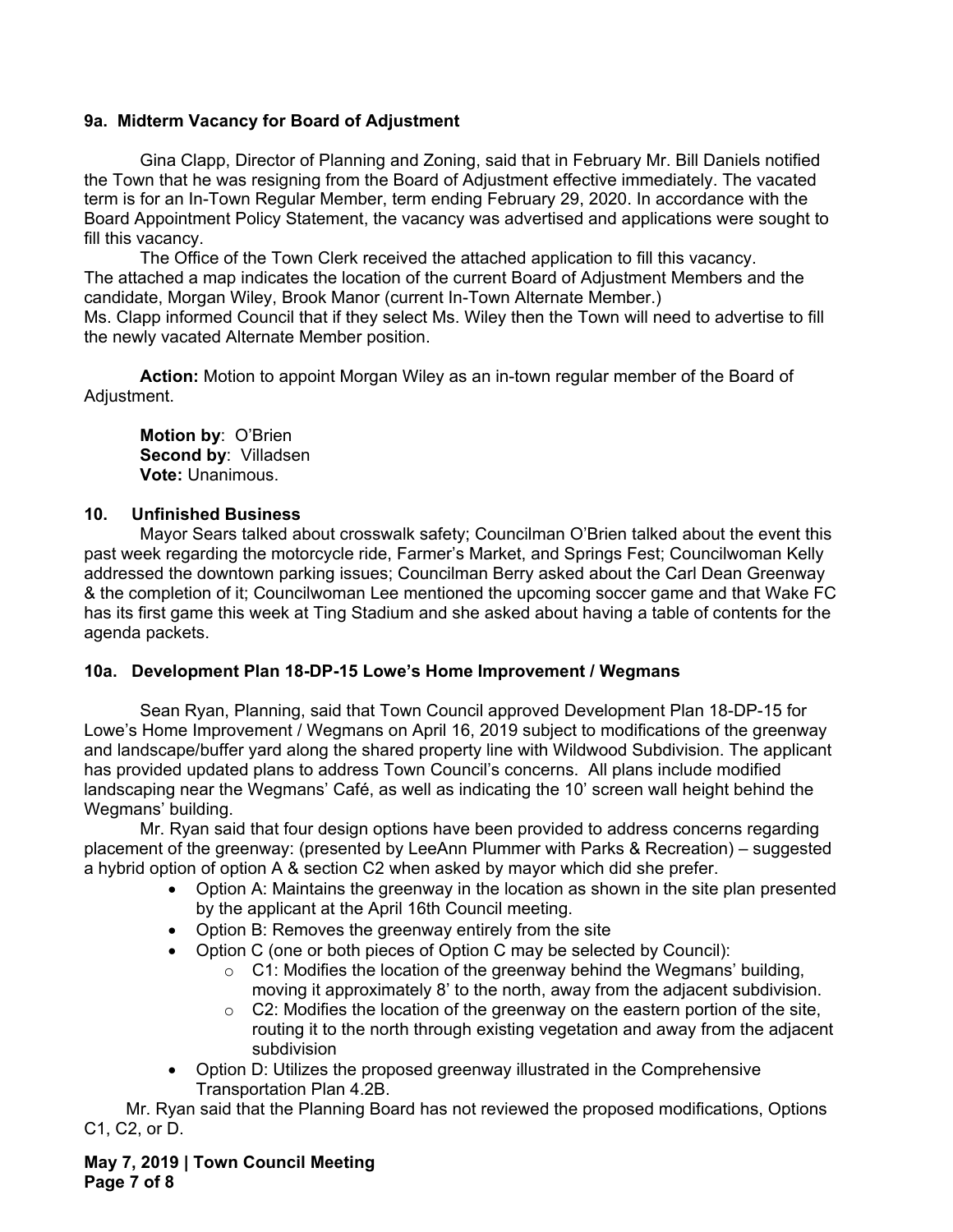### 9a. Midterm Vacancy for Board of Adjustment

Gina Clapp, Director of Planning and Zoning, said that in February Mr. Bill Daniels notified the Town that he was resigning from the Board of Adjustment effective immediately. The vacated term is for an In-Town Regular Member, term ending February 29, 2020. In accordance with the Board Appointment Policy Statement, the vacancy was advertised and applications were sought to fill this vacancy.

The Office of the Town Clerk received the attached application to fill this vacancy.
The attached a map indicates the location of the current Board of Adjustment Members and the candidate, Morgan Wiley, Brook Manor (current In-Town Alternate Member.)
Ms. Clapp informed Council that if they select Ms. Wiley then the Town will need to advertise to fill the newly vacated Alternate Member position.

**Action:** Motion to appoint Morgan Wiley as an in-town regular member of the Board of Adjustment.

**Motion by**: O'Brien
**Second by**: Villadsen
**Vote:** Unanimous.

### 10. Unfinished Business

Mayor Sears talked about crosswalk safety; Councilman O'Brien talked about the event this past week regarding the motorcycle ride, Farmer's Market, and Springs Fest; Councilwoman Kelly addressed the downtown parking issues; Councilman Berry asked about the Carl Dean Greenway & the completion of it; Councilwoman Lee mentioned the upcoming soccer game and that Wake FC has its first game this week at Ting Stadium and she asked about having a table of contents for the agenda packets.

### 10a. Development Plan 18-DP-15 Lowe's Home Improvement / Wegmans

Sean Ryan, Planning, said that Town Council approved Development Plan 18-DP-15 for Lowe's Home Improvement / Wegmans on April 16, 2019 subject to modifications of the greenway and landscape/buffer yard along the shared property line with Wildwood Subdivision. The applicant has provided updated plans to address Town Council's concerns. All plans include modified landscaping near the Wegmans' Café, as well as indicating the 10' screen wall height behind the Wegmans' building.

Mr. Ryan said that four design options have been provided to address concerns regarding placement of the greenway: (presented by LeeAnn Plummer with Parks & Recreation) – suggested a hybrid option of option A & section C2 when asked by mayor which did she prefer.

- Option A: Maintains the greenway in the location as shown in the site plan presented by the applicant at the April 16th Council meeting.
- Option B: Removes the greenway entirely from the site
- Option C (one or both pieces of Option C may be selected by Council):
  - C1: Modifies the location of the greenway behind the Wegmans' building, moving it approximately 8' to the north, away from the adjacent subdivision.
  - C2: Modifies the location of the greenway on the eastern portion of the site, routing it to the north through existing vegetation and away from the adjacent subdivision
- Option D: Utilizes the proposed greenway illustrated in the Comprehensive Transportation Plan 4.2B.

Mr. Ryan said that the Planning Board has not reviewed the proposed modifications, Options C1, C2, or D.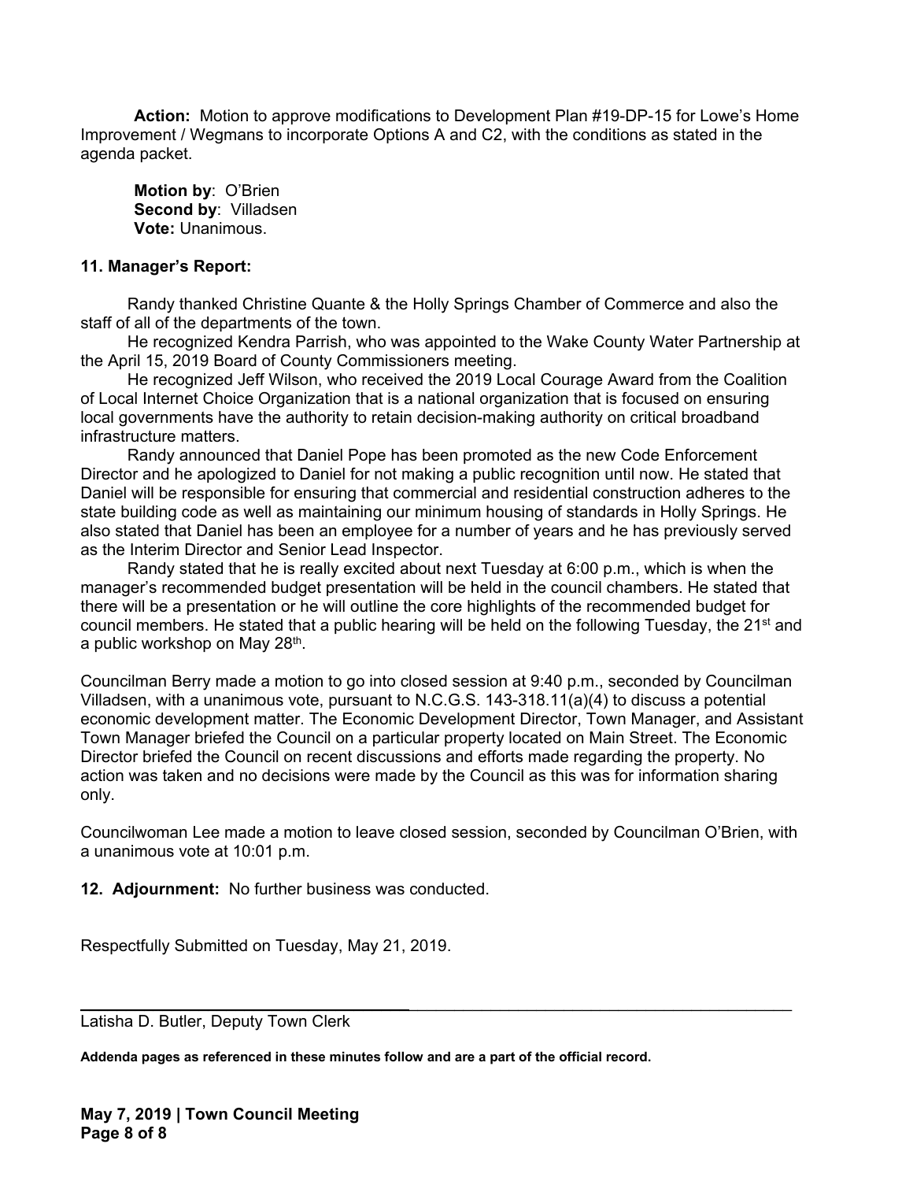**Action:** Motion to approve modifications to Development Plan #19-DP-15 for Lowe's Home Improvement / Wegmans to incorporate Options A and C2, with the conditions as stated in the agenda packet.

**Motion by**: O'Brien
**Second by**: Villadsen
**Vote:** Unanimous.

**11. Manager's Report:**

Randy thanked Christine Quante & the Holly Springs Chamber of Commerce and also the staff of all of the departments of the town.

He recognized Kendra Parrish, who was appointed to the Wake County Water Partnership at the April 15, 2019 Board of County Commissioners meeting.

He recognized Jeff Wilson, who received the 2019 Local Courage Award from the Coalition of Local Internet Choice Organization that is a national organization that is focused on ensuring local governments have the authority to retain decision-making authority on critical broadband infrastructure matters.

Randy announced that Daniel Pope has been promoted as the new Code Enforcement Director and he apologized to Daniel for not making a public recognition until now. He stated that Daniel will be responsible for ensuring that commercial and residential construction adheres to the state building code as well as maintaining our minimum housing of standards in Holly Springs. He also stated that Daniel has been an employee for a number of years and he has previously served as the Interim Director and Senior Lead Inspector.

Randy stated that he is really excited about next Tuesday at 6:00 p.m., which is when the manager's recommended budget presentation will be held in the council chambers. He stated that there will be a presentation or he will outline the core highlights of the recommended budget for council members. He stated that a public hearing will be held on the following Tuesday, the 21st and a public workshop on May 28th.

Councilman Berry made a motion to go into closed session at 9:40 p.m., seconded by Councilman Villadsen, with a unanimous vote, pursuant to N.C.G.S. 143-318.11(a)(4) to discuss a potential economic development matter. The Economic Development Director, Town Manager, and Assistant Town Manager briefed the Council on a particular property located on Main Street. The Economic Director briefed the Council on recent discussions and efforts made regarding the property. No action was taken and no decisions were made by the Council as this was for information sharing only.

Councilwoman Lee made a motion to leave closed session, seconded by Councilman O'Brien, with a unanimous vote at 10:01 p.m.

**12. Adjournment:** No further business was conducted.

Respectfully Submitted on Tuesday, May 21, 2019.

\_\_\_\_\_\_\_\_\_\_\_\_\_\_\_\_\_\_\_\_\_\_\_\_\_\_\_\_\_\_\_\_\_\_\_\_

Latisha D. Butler, Deputy Town Clerk

**Addenda pages as referenced in these minutes follow and are a part of the official record.**